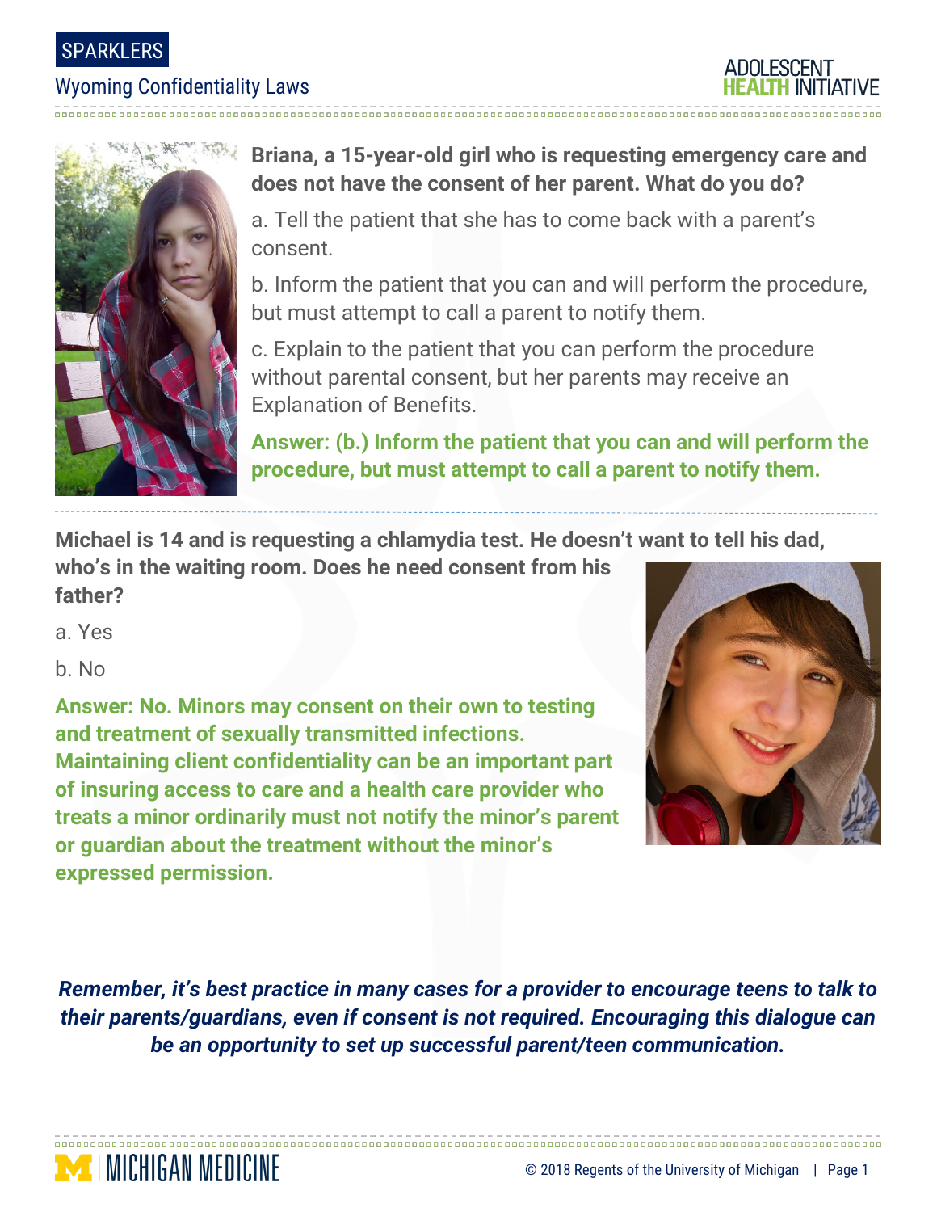SPARKLERS

Wyoming Confidentiality Laws

ADOLESCENT HEALTH INITIATIVE

**Briana, a 15-year-old girl who is requesting emergency care and does not have the consent of her parent. What do you do?**

a. Tell the patient that she has to come back with a parent's consent.

b. Inform the patient that you can and will perform the procedure, but must attempt to call a parent to notify them.

c. Explain to the patient that you can perform the procedure without parental consent, but her parents may receive an Explanation of Benefits.

**Answer: (b.) Inform the patient that you can and will perform the procedure, but must attempt to call a parent to notify them.**

---

**Michael is 14 and is requesting a chlamydia test. He doesn't want to tell his dad, who's in the waiting room. Does he need consent from his father?**

a. Yes

b. No

**Answer: No. Minors may consent on their own to testing and treatment of sexually transmitted infections. Maintaining client confidentiality can be an important part of insuring access to care and a health care provider who treats a minor ordinarily must not notify the minor's parent or guardian about the treatment without the minor's expressed permission.**

***Remember, it's best practice in many cases for a provider to encourage teens to talk to their parents/guardians, even if consent is not required. Encouraging this dialogue can be an opportunity to set up successful parent/teen communication.***

MICHIGAN MEDICINE

© 2018 Regents of the University of Michigan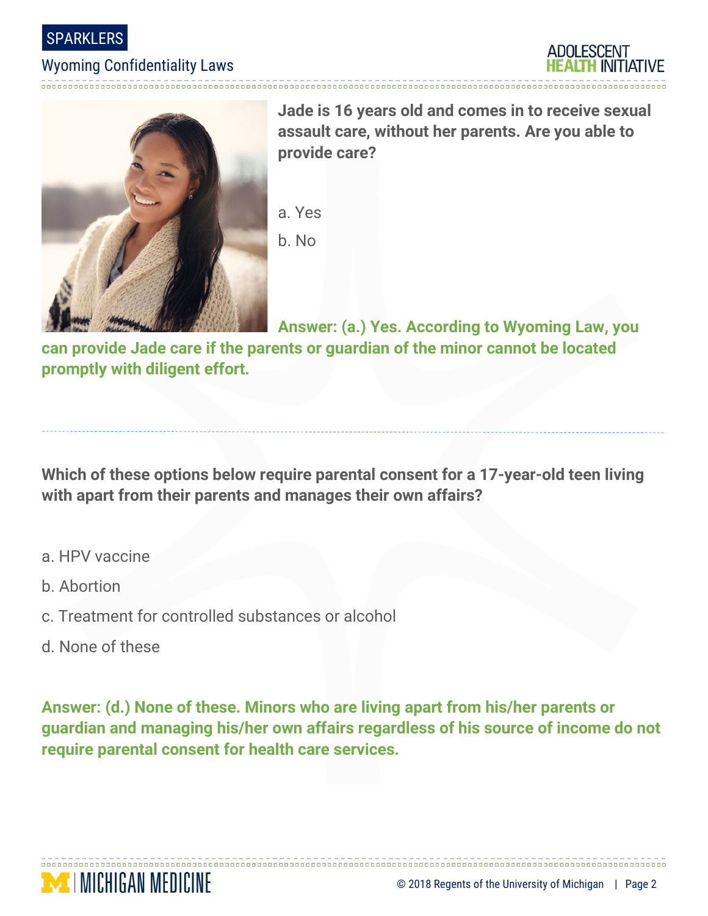**Jade is 16 years old and comes in to receive sexual assault care, without her parents. Are you able to provide care?**

a. Yes

b. No

**Answer: (a.) Yes. According to Wyoming Law, you can provide Jade care if the parents or guardian of the minor cannot be located promptly with diligent effort.**

---

**Which of these options below require parental consent for a 17-year-old teen living with apart from their parents and manages their own affairs?**

a. HPV vaccine

b. Abortion

c. Treatment for controlled substances or alcohol

d. None of these

**Answer: (d.) None of these. Minors who are living apart from his/her parents or guardian and managing his/her own affairs regardless of his source of income do not require parental consent for health care services.**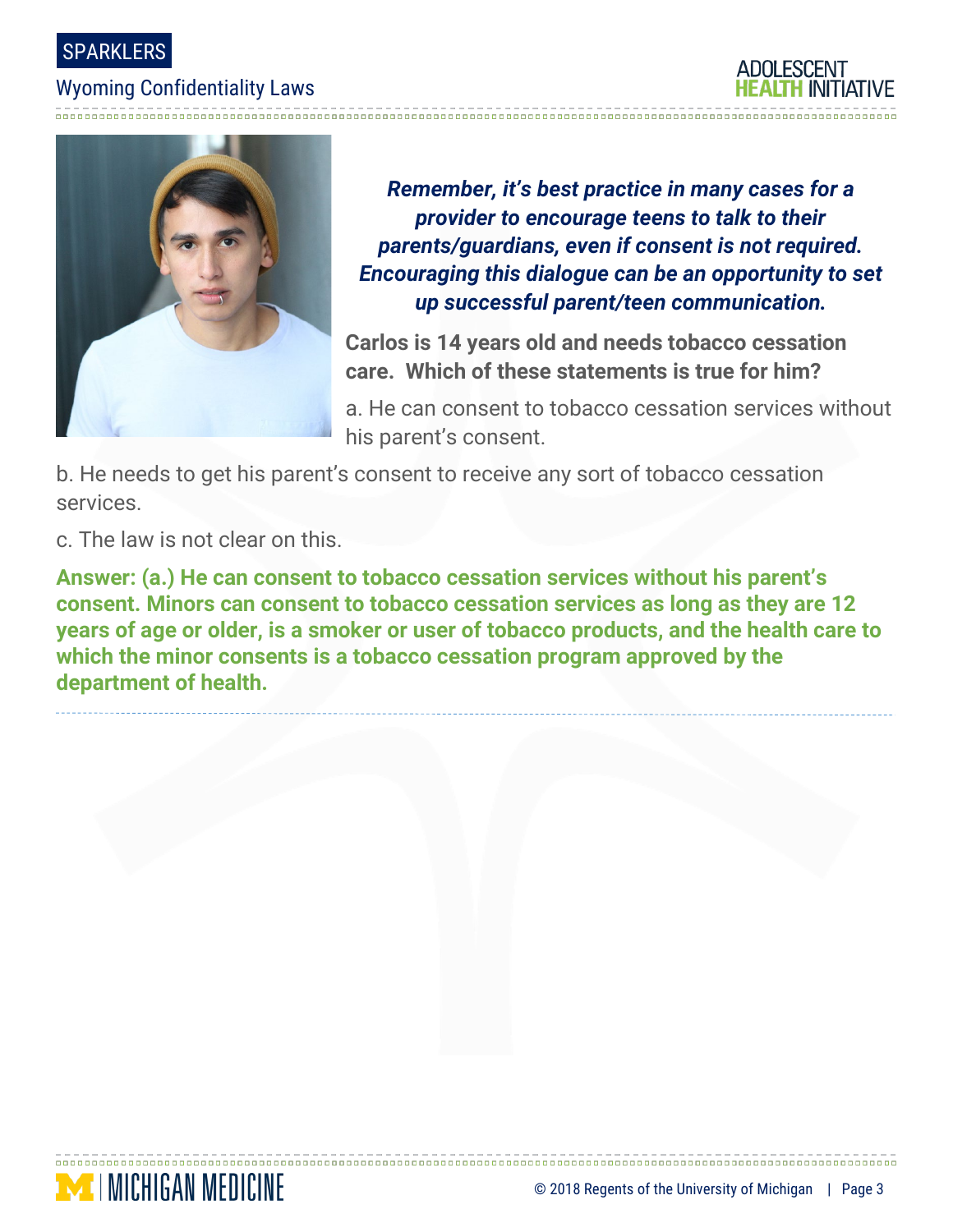***Remember, it's best practice in many cases for a provider to encourage teens to talk to their parents/guardians, even if consent is not required. Encouraging this dialogue can be an opportunity to set up successful parent/teen communication.***

**Carlos is 14 years old and needs tobacco cessation care. Which of these statements is true for him?**

a. He can consent to tobacco cessation services without his parent's consent.

b. He needs to get his parent's consent to receive any sort of tobacco cessation services.

c. The law is not clear on this.

**Answer: (a.) He can consent to tobacco cessation services without his parent's consent. Minors can consent to tobacco cessation services as long as they are 12 years of age or older, is a smoker or user of tobacco products, and the health care to which the minor consents is a tobacco cessation program approved by the department of health.**